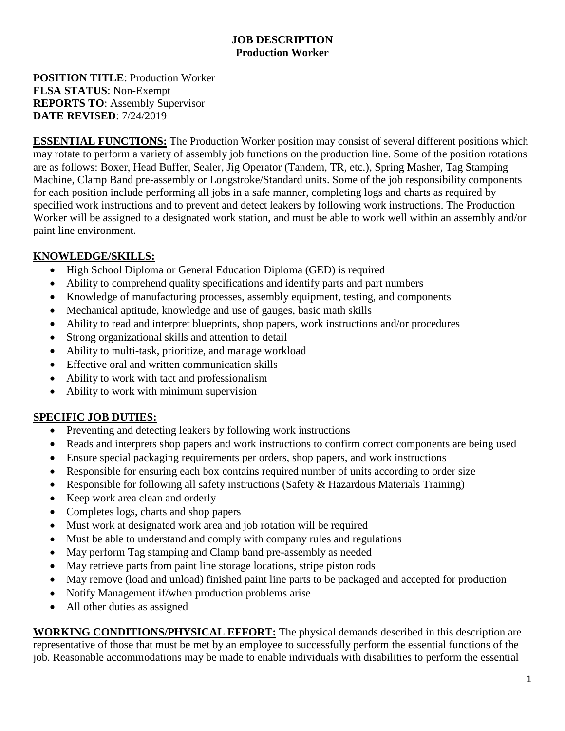# JOB DESCRIPTION
## Production Worker

**POSITION TITLE**: Production Worker
**FLSA STATUS**: Non-Exempt
**REPORTS TO**: Assembly Supervisor
**DATE REVISED**: 7/24/2019

**ESSENTIAL FUNCTIONS:** The Production Worker position may consist of several different positions which may rotate to perform a variety of assembly job functions on the production line. Some of the position rotations are as follows: Boxer, Head Buffer, Sealer, Jig Operator (Tandem, TR, etc.), Spring Masher, Tag Stamping Machine, Clamp Band pre-assembly or Longstroke/Standard units. Some of the job responsibility components for each position include performing all jobs in a safe manner, completing logs and charts as required by specified work instructions and to prevent and detect leakers by following work instructions. The Production Worker will be assigned to a designated work station, and must be able to work well within an assembly and/or paint line environment.

**KNOWLEDGE/SKILLS:**

- High School Diploma or General Education Diploma (GED) is required
- Ability to comprehend quality specifications and identify parts and part numbers
- Knowledge of manufacturing processes, assembly equipment, testing, and components
- Mechanical aptitude, knowledge and use of gauges, basic math skills
- Ability to read and interpret blueprints, shop papers, work instructions and/or procedures
- Strong organizational skills and attention to detail
- Ability to multi-task, prioritize, and manage workload
- Effective oral and written communication skills
- Ability to work with tact and professionalism
- Ability to work with minimum supervision

**SPECIFIC JOB DUTIES:**

- Preventing and detecting leakers by following work instructions
- Reads and interprets shop papers and work instructions to confirm correct components are being used
- Ensure special packaging requirements per orders, shop papers, and work instructions
- Responsible for ensuring each box contains required number of units according to order size
- Responsible for following all safety instructions (Safety & Hazardous Materials Training)
- Keep work area clean and orderly
- Completes logs, charts and shop papers
- Must work at designated work area and job rotation will be required
- Must be able to understand and comply with company rules and regulations
- May perform Tag stamping and Clamp band pre-assembly as needed
- May retrieve parts from paint line storage locations, stripe piston rods
- May remove (load and unload) finished paint line parts to be packaged and accepted for production
- Notify Management if/when production problems arise
- All other duties as assigned

**WORKING CONDITIONS/PHYSICAL EFFORT:** The physical demands described in this description are representative of those that must be met by an employee to successfully perform the essential functions of the job. Reasonable accommodations may be made to enable individuals with disabilities to perform the essential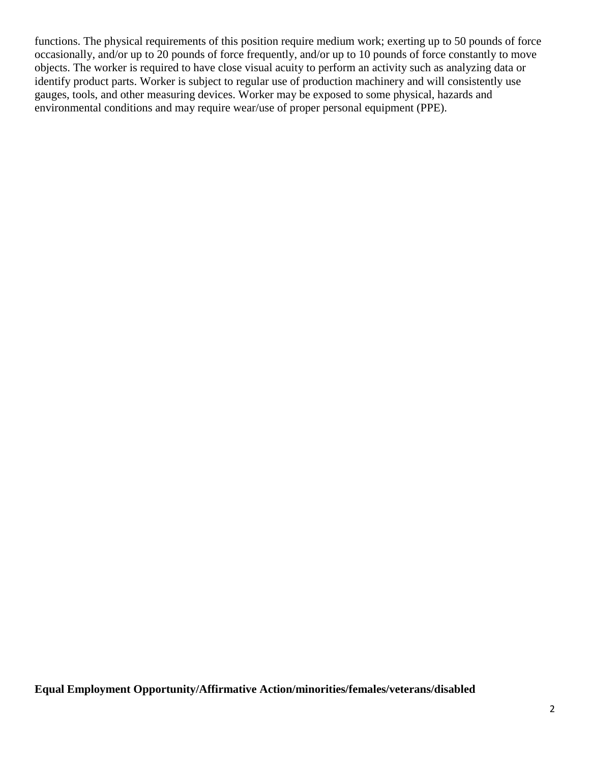functions. The physical requirements of this position require medium work; exerting up to 50 pounds of force occasionally, and/or up to 20 pounds of force frequently, and/or up to 10 pounds of force constantly to move objects. The worker is required to have close visual acuity to perform an activity such as analyzing data or identify product parts. Worker is subject to regular use of production machinery and will consistently use gauges, tools, and other measuring devices. Worker may be exposed to some physical, hazards and environmental conditions and may require wear/use of proper personal equipment (PPE).

**Equal Employment Opportunity/Affirmative Action/minorities/females/veterans/disabled**